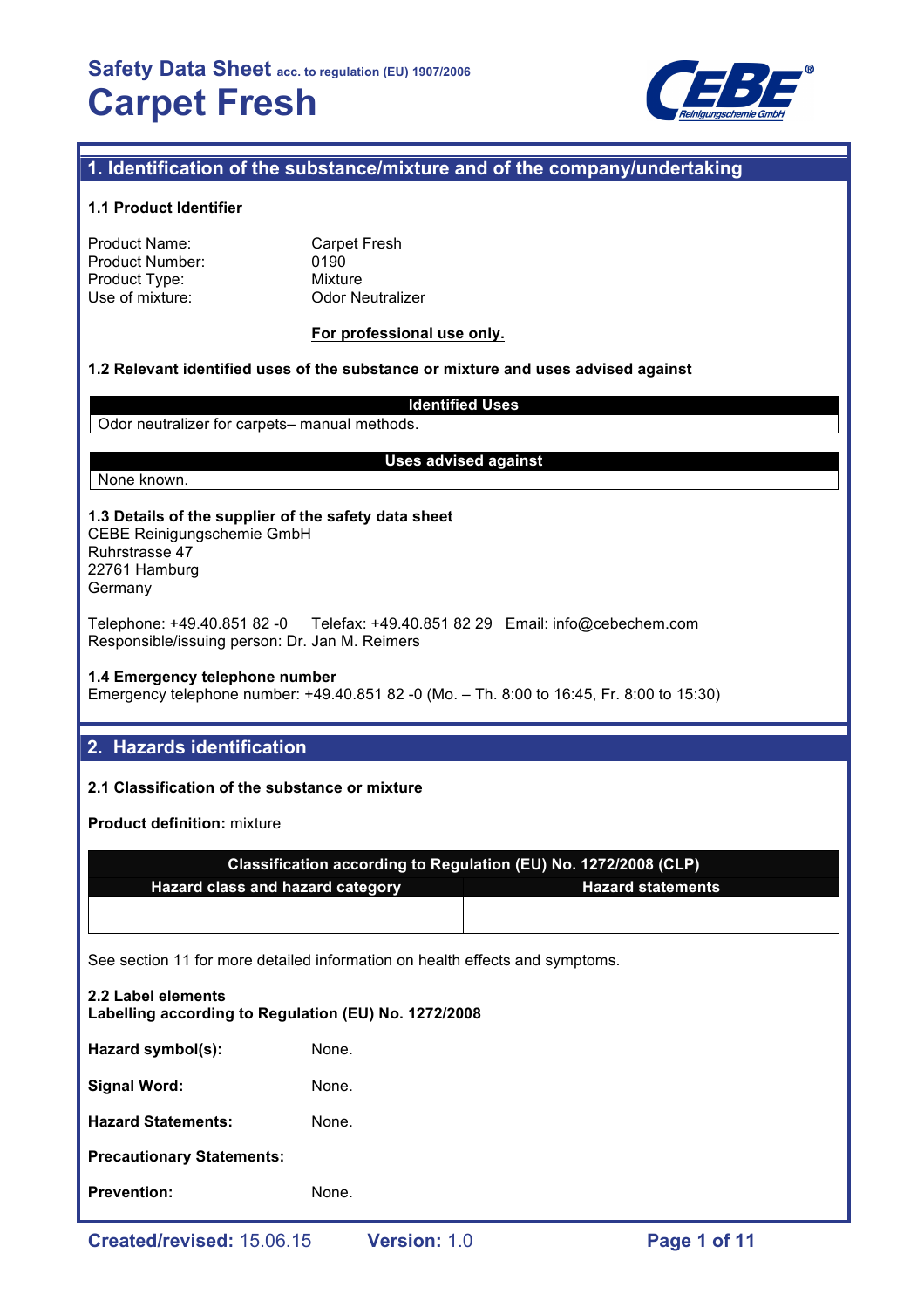# Safety Data Sheet acc. to regulation (EU) 1907/2006
# Carpet Fresh

## 1. Identification of the substance/mixture and of the company/undertaking

### 1.1 Product Identifier

Product Name: Carpet Fresh
Product Number: 0190
Product Type: Mixture
Use of mixture: Odor Neutralizer

**For professional use only.**

### 1.2 Relevant identified uses of the substance or mixture and uses advised against

| Identified Uses |
|---|
| Odor neutralizer for carpets– manual methods. |

| Uses advised against |
|---|
| None known. |

### 1.3 Details of the supplier of the safety data sheet

CEBE Reinigungschemie GmbH
Ruhrstrasse 47
22761 Hamburg
Germany

Telephone: +49.40.851 82 -0 Telefax: +49.40.851 82 29 Email: info@cebechem.com
Responsible/issuing person: Dr. Jan M. Reimers

### 1.4 Emergency telephone number

Emergency telephone number: +49.40.851 82 -0 (Mo. – Th. 8:00 to 16:45, Fr. 8:00 to 15:30)

## 2. Hazards identification

### 2.1 Classification of the substance or mixture

**Product definition:** mixture

| Classification according to Regulation (EU) No. 1272/2008 (CLP) | |
|---|---|
| **Hazard class and hazard category** | **Hazard statements** |
| | |

See section 11 for more detailed information on health effects and symptoms.

### 2.2 Label elements

**Labelling according to Regulation (EU) No. 1272/2008**

**Hazard symbol(s):** None.

**Signal Word:** None.

**Hazard Statements:** None.

**Precautionary Statements:**

**Prevention:** None.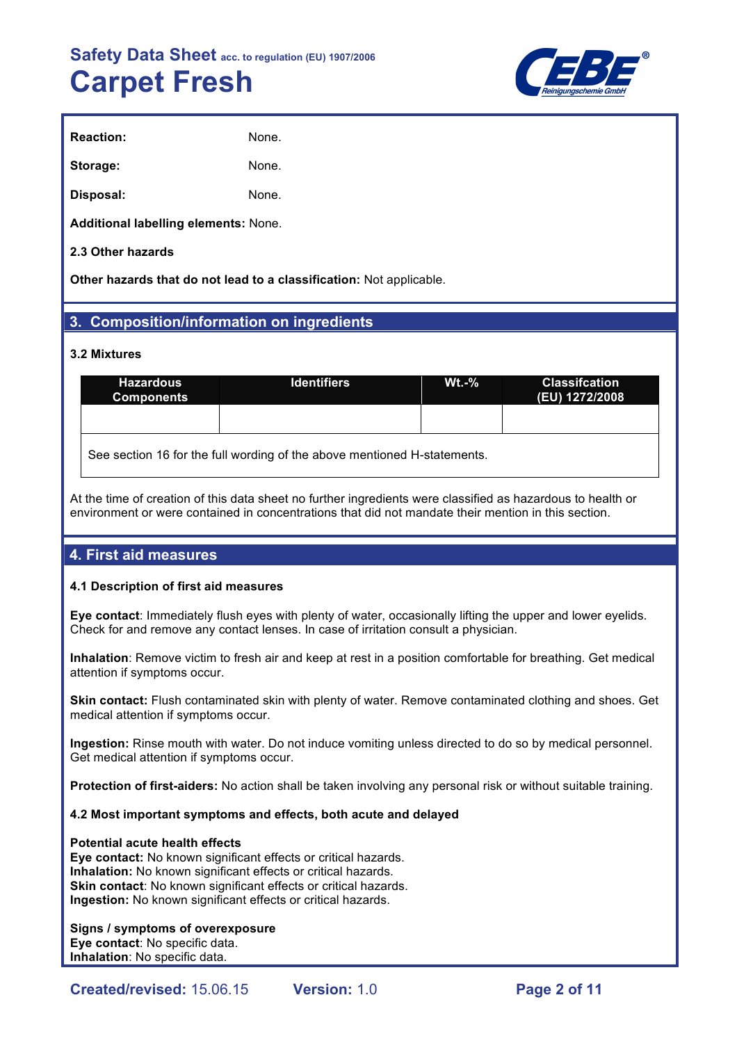**Reaction:** None.

**Storage:** None.

**Disposal:** None.

**Additional labelling elements:** None.

**2.3 Other hazards**

**Other hazards that do not lead to a classification:** Not applicable.

## 3. Composition/information on ingredients

**3.2 Mixtures**

| Hazardous Components | Identifiers | Wt.-% | Classifcation (EU) 1272/2008 |
|---|---|---|---|
| | | | |
| See section 16 for the full wording of the above mentioned H-statements. | | | |

At the time of creation of this data sheet no further ingredients were classified as hazardous to health or environment or were contained in concentrations that did not mandate their mention in this section.

## 4. First aid measures

**4.1 Description of first aid measures**

**Eye contact**: Immediately flush eyes with plenty of water, occasionally lifting the upper and lower eyelids. Check for and remove any contact lenses. In case of irritation consult a physician.

**Inhalation**: Remove victim to fresh air and keep at rest in a position comfortable for breathing. Get medical attention if symptoms occur.

**Skin contact:** Flush contaminated skin with plenty of water. Remove contaminated clothing and shoes. Get medical attention if symptoms occur.

**Ingestion:** Rinse mouth with water. Do not induce vomiting unless directed to do so by medical personnel. Get medical attention if symptoms occur.

**Protection of first-aiders:** No action shall be taken involving any personal risk or without suitable training.

**4.2 Most important symptoms and effects, both acute and delayed**

**Potential acute health effects**
**Eye contact:** No known significant effects or critical hazards.
**Inhalation:** No known significant effects or critical hazards.
**Skin contact**: No known significant effects or critical hazards.
**Ingestion:** No known significant effects or critical hazards.

**Signs / symptoms of overexposure**
**Eye contact**: No specific data.
**Inhalation**: No specific data.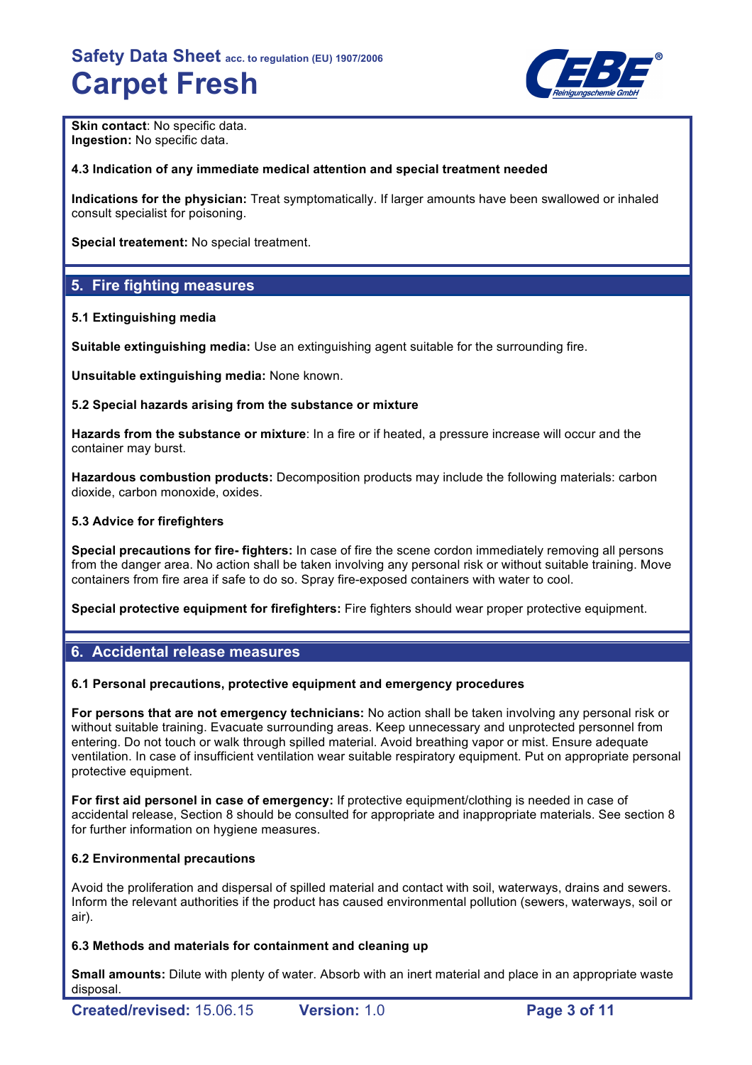**Skin contact**: No specific data.
**Ingestion:** No specific data.

**4.3 Indication of any immediate medical attention and special treatment needed**

**Indications for the physician:** Treat symptomatically. If larger amounts have been swallowed or inhaled consult specialist for poisoning.

**Special treatement:** No special treatment.

## 5. Fire fighting measures

**5.1 Extinguishing media**

**Suitable extinguishing media:** Use an extinguishing agent suitable for the surrounding fire.

**Unsuitable extinguishing media:** None known.

**5.2 Special hazards arising from the substance or mixture**

**Hazards from the substance or mixture**: In a fire or if heated, a pressure increase will occur and the container may burst.

**Hazardous combustion products:** Decomposition products may include the following materials: carbon dioxide, carbon monoxide, oxides.

**5.3 Advice for firefighters**

**Special precautions for fire- fighters:** In case of fire the scene cordon immediately removing all persons from the danger area. No action shall be taken involving any personal risk or without suitable training. Move containers from fire area if safe to do so. Spray fire-exposed containers with water to cool.

**Special protective equipment for firefighters:** Fire fighters should wear proper protective equipment.

## 6. Accidental release measures

**6.1 Personal precautions, protective equipment and emergency procedures**

**For persons that are not emergency technicians:** No action shall be taken involving any personal risk or without suitable training. Evacuate surrounding areas. Keep unnecessary and unprotected personnel from entering. Do not touch or walk through spilled material. Avoid breathing vapor or mist. Ensure adequate ventilation. In case of insufficient ventilation wear suitable respiratory equipment. Put on appropriate personal protective equipment.

**For first aid personel in case of emergency:** If protective equipment/clothing is needed in case of accidental release, Section 8 should be consulted for appropriate and inappropriate materials. See section 8 for further information on hygiene measures.

**6.2 Environmental precautions**

Avoid the proliferation and dispersal of spilled material and contact with soil, waterways, drains and sewers. Inform the relevant authorities if the product has caused environmental pollution (sewers, waterways, soil or air).

**6.3 Methods and materials for containment and cleaning up**

**Small amounts:** Dilute with plenty of water. Absorb with an inert material and place in an appropriate waste disposal.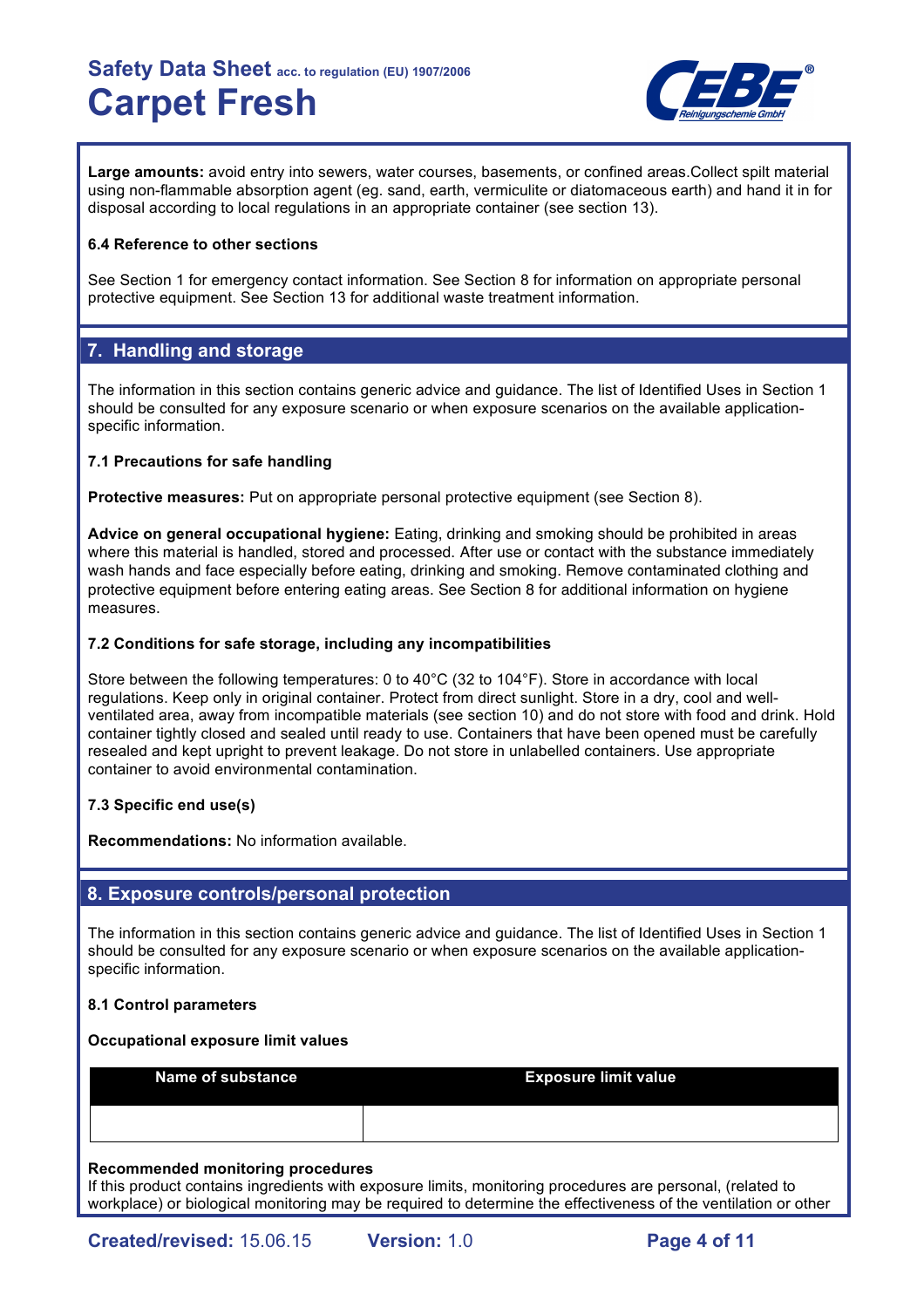**Large amounts:** avoid entry into sewers, water courses, basements, or confined areas.Collect spilt material using non-flammable absorption agent (eg. sand, earth, vermiculite or diatomaceous earth) and hand it in for disposal according to local regulations in an appropriate container (see section 13).

#### 6.4 Reference to other sections

See Section 1 for emergency contact information. See Section 8 for information on appropriate personal protective equipment. See Section 13 for additional waste treatment information.

## 7. Handling and storage

The information in this section contains generic advice and guidance. The list of Identified Uses in Section 1 should be consulted for any exposure scenario or when exposure scenarios on the available application-specific information.

#### 7.1 Precautions for safe handling

**Protective measures:** Put on appropriate personal protective equipment (see Section 8).

**Advice on general occupational hygiene:** Eating, drinking and smoking should be prohibited in areas where this material is handled, stored and processed. After use or contact with the substance immediately wash hands and face especially before eating, drinking and smoking. Remove contaminated clothing and protective equipment before entering eating areas. See Section 8 for additional information on hygiene measures.

#### 7.2 Conditions for safe storage, including any incompatibilities

Store between the following temperatures: 0 to 40°C (32 to 104°F). Store in accordance with local regulations. Keep only in original container. Protect from direct sunlight. Store in a dry, cool and well-ventilated area, away from incompatible materials (see section 10) and do not store with food and drink. Hold container tightly closed and sealed until ready to use. Containers that have been opened must be carefully resealed and kept upright to prevent leakage. Do not store in unlabelled containers. Use appropriate container to avoid environmental contamination.

#### 7.3 Specific end use(s)

**Recommendations:** No information available.

## 8. Exposure controls/personal protection

The information in this section contains generic advice and guidance. The list of Identified Uses in Section 1 should be consulted for any exposure scenario or when exposure scenarios on the available application-specific information.

#### 8.1 Control parameters

**Occupational exposure limit values**

| Name of substance | Exposure limit value |
|---|---|
| | |

**Recommended monitoring procedures**

If this product contains ingredients with exposure limits, monitoring procedures are personal, (related to workplace) or biological monitoring may be required to determine the effectiveness of the ventilation or other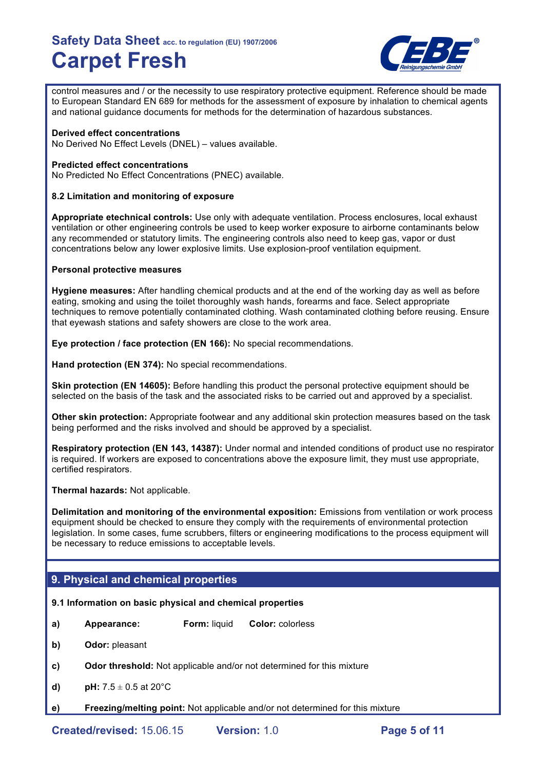control measures and / or the necessity to use respiratory protective equipment. Reference should be made to European Standard EN 689 for methods for the assessment of exposure by inhalation to chemical agents and national guidance documents for methods for the determination of hazardous substances.

**Derived effect concentrations**
No Derived No Effect Levels (DNEL) – values available.

**Predicted effect concentrations**
No Predicted No Effect Concentrations (PNEC) available.

**8.2 Limitation and monitoring of exposure**

**Appropriate etechnical controls:** Use only with adequate ventilation. Process enclosures, local exhaust ventilation or other engineering controls be used to keep worker exposure to airborne contaminants below any recommended or statutory limits. The engineering controls also need to keep gas, vapor or dust concentrations below any lower explosive limits. Use explosion-proof ventilation equipment.

**Personal protective measures**

**Hygiene measures:** After handling chemical products and at the end of the working day as well as before eating, smoking and using the toilet thoroughly wash hands, forearms and face. Select appropriate techniques to remove potentially contaminated clothing. Wash contaminated clothing before reusing. Ensure that eyewash stations and safety showers are close to the work area.

**Eye protection / face protection (EN 166):** No special recommendations.

**Hand protection (EN 374):** No special recommendations.

**Skin protection (EN 14605):** Before handling this product the personal protective equipment should be selected on the basis of the task and the associated risks to be carried out and approved by a specialist.

**Other skin protection:** Appropriate footwear and any additional skin protection measures based on the task being performed and the risks involved and should be approved by a specialist.

**Respiratory protection (EN 143, 14387):** Under normal and intended conditions of product use no respirator is required. If workers are exposed to concentrations above the exposure limit, they must use appropriate, certified respirators.

**Thermal hazards:** Not applicable.

**Delimitation and monitoring of the environmental exposition:** Emissions from ventilation or work process equipment should be checked to ensure they comply with the requirements of environmental protection legislation. In some cases, fume scrubbers, filters or engineering modifications to the process equipment will be necessary to reduce emissions to acceptable levels.

## 9. Physical and chemical properties

**9.1 Information on basic physical and chemical properties**

**a)** **Appearance:** **Form:** liquid **Color:** colorless

**b)** **Odor:** pleasant

**c)** **Odor threshold:** Not applicable and/or not determined for this mixture

**d)** **pH:** 7.5 ± 0.5 at 20°C

**e)** **Freezing/melting point:** Not applicable and/or not determined for this mixture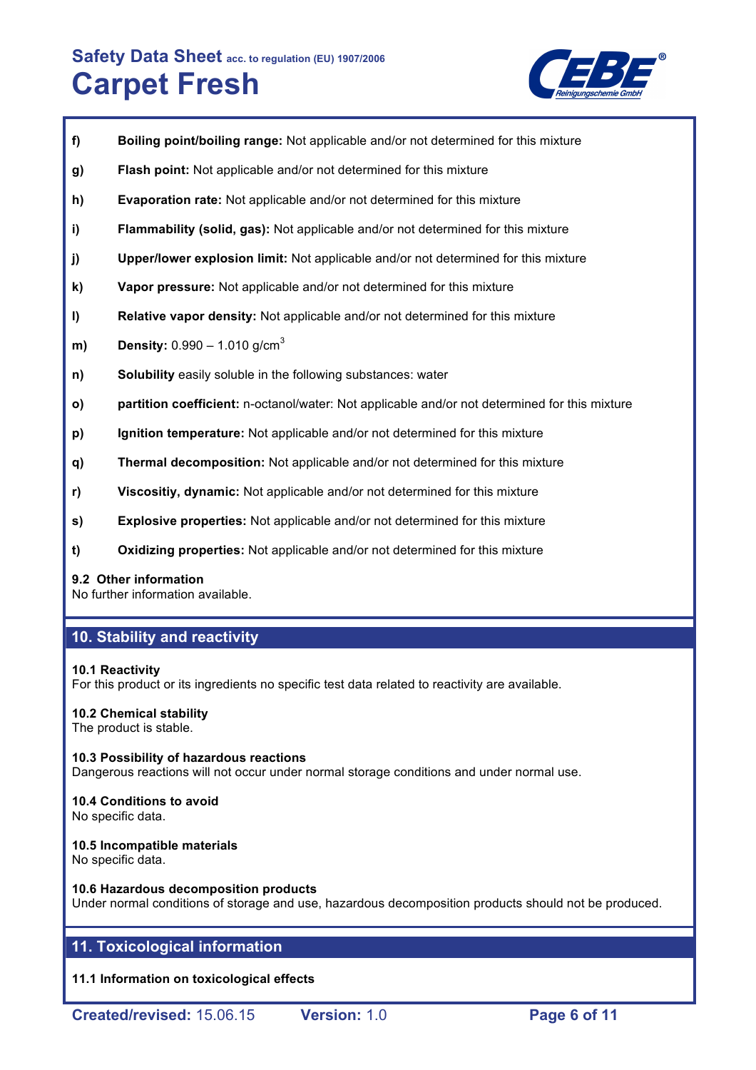**f)** **Boiling point/boiling range:** Not applicable and/or not determined for this mixture

**g)** **Flash point:** Not applicable and/or not determined for this mixture

**h)** **Evaporation rate:** Not applicable and/or not determined for this mixture

**i)** **Flammability (solid, gas):** Not applicable and/or not determined for this mixture

**j)** **Upper/lower explosion limit:** Not applicable and/or not determined for this mixture

**k)** **Vapor pressure:** Not applicable and/or not determined for this mixture

**l)** **Relative vapor density:** Not applicable and/or not determined for this mixture

**m)** **Density:** 0.990 – 1.010 $g/cm^3$

**n)** **Solubility** easily soluble in the following substances: water

**o)** **partition coefficient:** n-octanol/water: Not applicable and/or not determined for this mixture

**p)** **Ignition temperature:** Not applicable and/or not determined for this mixture

**q)** **Thermal decomposition:** Not applicable and/or not determined for this mixture

**r)** **Viscositiy, dynamic:** Not applicable and/or not determined for this mixture

**s)** **Explosive properties:** Not applicable and/or not determined for this mixture

**t)** **Oxidizing properties:** Not applicable and/or not determined for this mixture

### 9.2 Other information

No further information available.

## 10. Stability and reactivity

### 10.1 Reactivity

For this product or its ingredients no specific test data related to reactivity are available.

### 10.2 Chemical stability

The product is stable.

### 10.3 Possibility of hazardous reactions

Dangerous reactions will not occur under normal storage conditions and under normal use.

### 10.4 Conditions to avoid

No specific data.

### 10.5 Incompatible materials

No specific data.

### 10.6 Hazardous decomposition products

Under normal conditions of storage and use, hazardous decomposition products should not be produced.

## 11. Toxicological information

### 11.1 Information on toxicological effects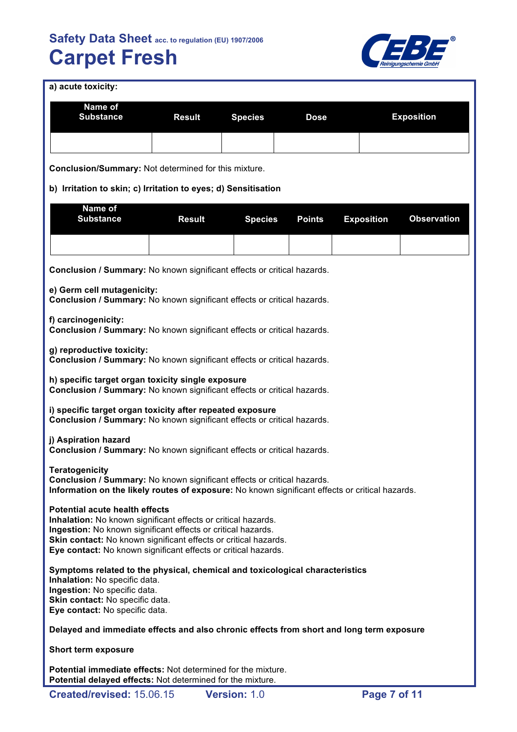**a) acute toxicity:**

| Name of Substance | Result | Species | Dose | Exposition |
|---|---|---|---|---|
| | | | | |

**Conclusion/Summary:** Not determined for this mixture.

**b) Irritation to skin; c) Irritation to eyes; d) Sensitisation**

| Name of Substance | Result | Species | Points | Exposition | Observation |
|---|---|---|---|---|---|
| | | | | | |

**Conclusion / Summary:** No known significant effects or critical hazards.

**e) Germ cell mutagenicity:**
**Conclusion / Summary:** No known significant effects or critical hazards.

**f) carcinogenicity:**
**Conclusion / Summary:** No known significant effects or critical hazards.

**g) reproductive toxicity:**
**Conclusion / Summary:** No known significant effects or critical hazards.

**h) specific target organ toxicity single exposure**
**Conclusion / Summary:** No known significant effects or critical hazards.

**i) specific target organ toxicity after repeated exposure**
**Conclusion / Summary:** No known significant effects or critical hazards.

**j) Aspiration hazard**
**Conclusion / Summary:** No known significant effects or critical hazards.

**Teratogenicity**
**Conclusion / Summary:** No known significant effects or critical hazards.
**Information on the likely routes of exposure:** No known significant effects or critical hazards.

**Potential acute health effects**
**Inhalation:** No known significant effects or critical hazards.
**Ingestion:** No known significant effects or critical hazards.
**Skin contact:** No known significant effects or critical hazards.
**Eye contact:** No known significant effects or critical hazards.

**Symptoms related to the physical, chemical and toxicological characteristics**
**Inhalation:** No specific data.
**Ingestion:** No specific data.
**Skin contact:** No specific data.
**Eye contact:** No specific data.

**Delayed and immediate effects and also chronic effects from short and long term exposure**

**Short term exposure**

**Potential immediate effects:** Not determined for the mixture.
**Potential delayed effects:** Not determined for the mixture.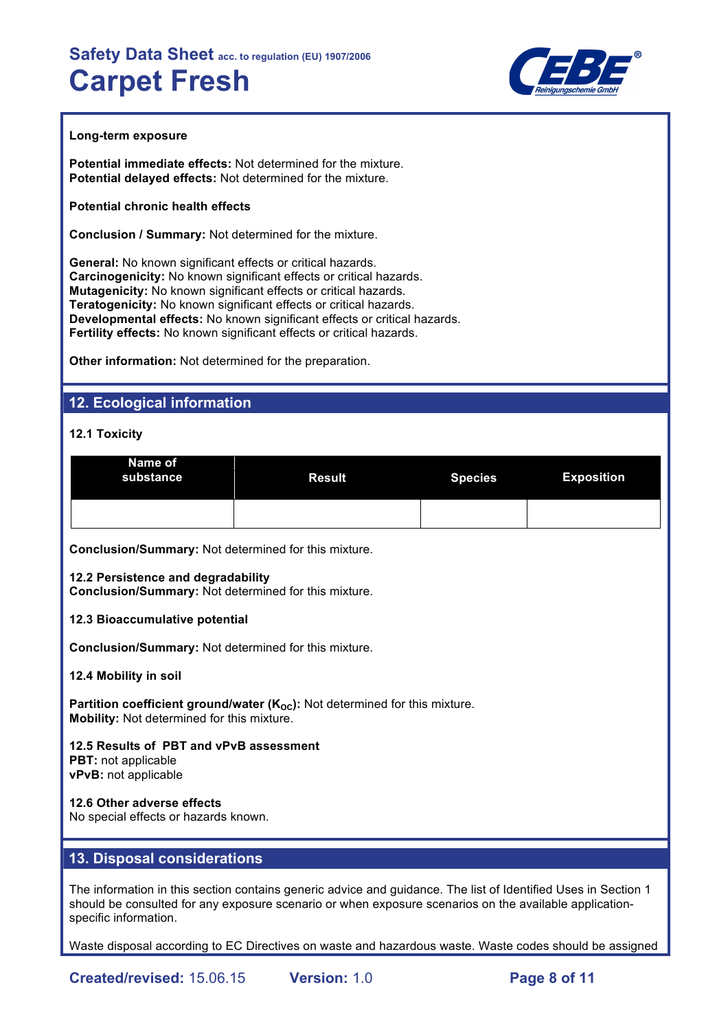**Long-term exposure**

**Potential immediate effects:** Not determined for the mixture.
**Potential delayed effects:** Not determined for the mixture.

**Potential chronic health effects**

**Conclusion / Summary:** Not determined for the mixture.

**General:** No known significant effects or critical hazards.
**Carcinogenicity:** No known significant effects or critical hazards.
**Mutagenicity:** No known significant effects or critical hazards.
**Teratogenicity:** No known significant effects or critical hazards.
**Developmental effects:** No known significant effects or critical hazards.
**Fertility effects:** No known significant effects or critical hazards.

**Other information:** Not determined for the preparation.

## 12. Ecological information

**12.1 Toxicity**

| Name of substance | Result | Species | Exposition |
|---|---|---|---|
| | | | |

**Conclusion/Summary:** Not determined for this mixture.

**12.2 Persistence and degradability**
**Conclusion/Summary:** Not determined for this mixture.

**12.3 Bioaccumulative potential**

**Conclusion/Summary:** Not determined for this mixture.

**12.4 Mobility in soil**

**Partition coefficient ground/water ($K_{OC}$):** Not determined for this mixture.
**Mobility:** Not determined for this mixture.

**12.5 Results of PBT and vPvB assessment**
**PBT:** not applicable
**vPvB:** not applicable

**12.6 Other adverse effects**
No special effects or hazards known.

## 13. Disposal considerations

The information in this section contains generic advice and guidance. The list of Identified Uses in Section 1 should be consulted for any exposure scenario or when exposure scenarios on the available application-specific information.

Waste disposal according to EC Directives on waste and hazardous waste. Waste codes should be assigned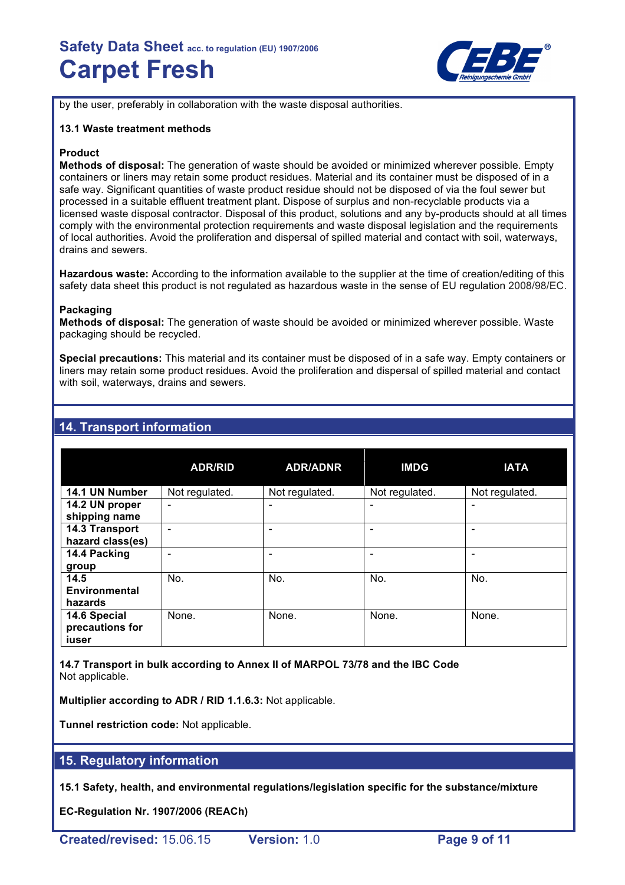by the user, preferably in collaboration with the waste disposal authorities.

### 13.1 Waste treatment methods

**Product**

**Methods of disposal:** The generation of waste should be avoided or minimized wherever possible. Empty containers or liners may retain some product residues. Material and its container must be disposed of in a safe way. Significant quantities of waste product residue should not be disposed of via the foul sewer but processed in a suitable effluent treatment plant. Dispose of surplus and non-recyclable products via a licensed waste disposal contractor. Disposal of this product, solutions and any by-products should at all times comply with the environmental protection requirements and waste disposal legislation and the requirements of local authorities. Avoid the proliferation and dispersal of spilled material and contact with soil, waterways, drains and sewers.

**Hazardous waste:** According to the information available to the supplier at the time of creation/editing of this safety data sheet this product is not regulated as hazardous waste in the sense of EU regulation 2008/98/EC.

**Packaging**

**Methods of disposal:** The generation of waste should be avoided or minimized wherever possible. Waste packaging should be recycled.

**Special precautions:** This material and its container must be disposed of in a safe way. Empty containers or liners may retain some product residues. Avoid the proliferation and dispersal of spilled material and contact with soil, waterways, drains and sewers.

## 14. Transport information

| | ADR/RID | ADR/ADNR | IMDG | IATA |
|---|---|---|---|---|
| **14.1 UN Number** | Not regulated. | Not regulated. | Not regulated. | Not regulated. |
| **14.2 UN proper shipping name** | - | - | - | - |
| **14.3 Transport hazard class(es)** | - | - | - | - |
| **14.4 Packing group** | - | - | - | - |
| **14.5 Environmental hazards** | No. | No. | No. | No. |
| **14.6 Special precautions for iuser** | None. | None. | None. | None. |

**14.7 Transport in bulk according to Annex II of MARPOL 73/78 and the IBC Code**
Not applicable.

**Multiplier according to ADR / RID 1.1.6.3:** Not applicable.

**Tunnel restriction code:** Not applicable.

## 15. Regulatory information

**15.1 Safety, health, and environmental regulations/legislation specific for the substance/mixture**

**EC-Regulation Nr. 1907/2006 (REACh)**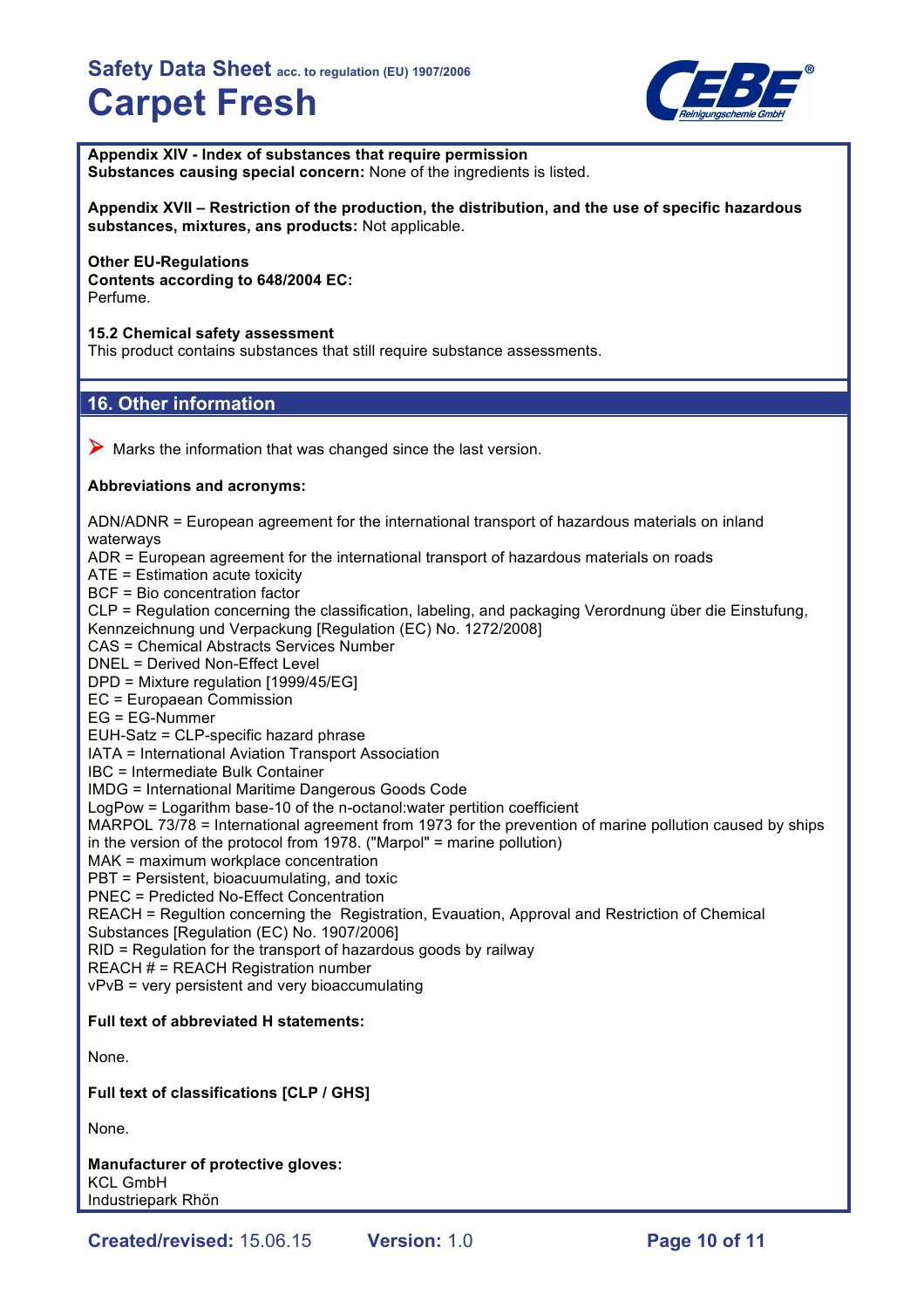**Appendix XIV - Index of substances that require permission**
**Substances causing special concern:** None of the ingredients is listed.

**Appendix XVII – Restriction of the production, the distribution, and the use of specific hazardous substances, mixtures, ans products:** Not applicable.

**Other EU-Regulations**
**Contents according to 648/2004 EC:**
Perfume.

**15.2 Chemical safety assessment**
This product contains substances that still require substance assessments.

## 16. Other information

➤ Marks the information that was changed since the last version.

**Abbreviations and acronyms:**

ADN/ADNR = European agreement for the international transport of hazardous materials on inland waterways
ADR = European agreement for the international transport of hazardous materials on roads
ATE = Estimation acute toxicity
BCF = Bio concentration factor
CLP = Regulation concerning the classification, labeling, and packaging Verordnung über die Einstufung, Kennzeichnung und Verpackung [Regulation (EC) No. 1272/2008]
CAS = Chemical Abstracts Services Number
DNEL = Derived Non-Effect Level
DPD = Mixture regulation [1999/45/EG]
EC = Europaean Commission
EG = EG-Nummer
EUH-Satz = CLP-specific hazard phrase
IATA = International Aviation Transport Association
IBC = Intermediate Bulk Container
IMDG = International Maritime Dangerous Goods Code
LogPow = Logarithm base-10 of the n-octanol:water pertition coefficient
MARPOL 73/78 = International agreement from 1973 for the prevention of marine pollution caused by ships in the version of the protocol from 1978. ("Marpol" = marine pollution)
MAK = maximum workplace concentration
PBT = Persistent, bioacuumulating, and toxic
PNEC = Predicted No-Effect Concentration
REACH = Regultion concerning the Registration, Evauation, Approval and Restriction of Chemical Substances [Regulation (EC) No. 1907/2006]
RID = Regulation for the transport of hazardous goods by railway
REACH # = REACH Registration number
vPvB = very persistent and very bioaccumulating

**Full text of abbreviated H statements:**

None.

**Full text of classifications [CLP / GHS]**

None.

**Manufacturer of protective gloves:**
KCL GmbH
Industriepark Rhön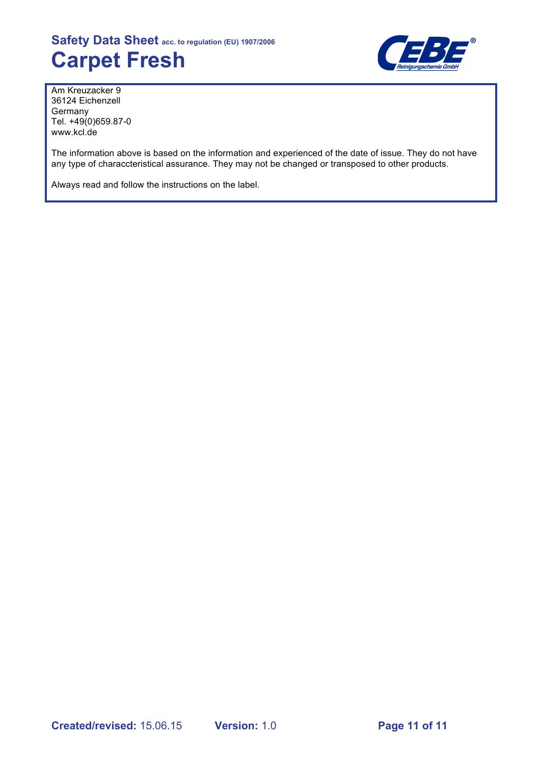Am Kreuzacker 9
36124 Eichenzell
Germany
Tel. +49(0)659.87-0
www.kcl.de

The information above is based on the information and experienced of the date of issue. They do not have any type of characcteristical assurance. They may not be changed or transposed to other products.

Always read and follow the instructions on the label.